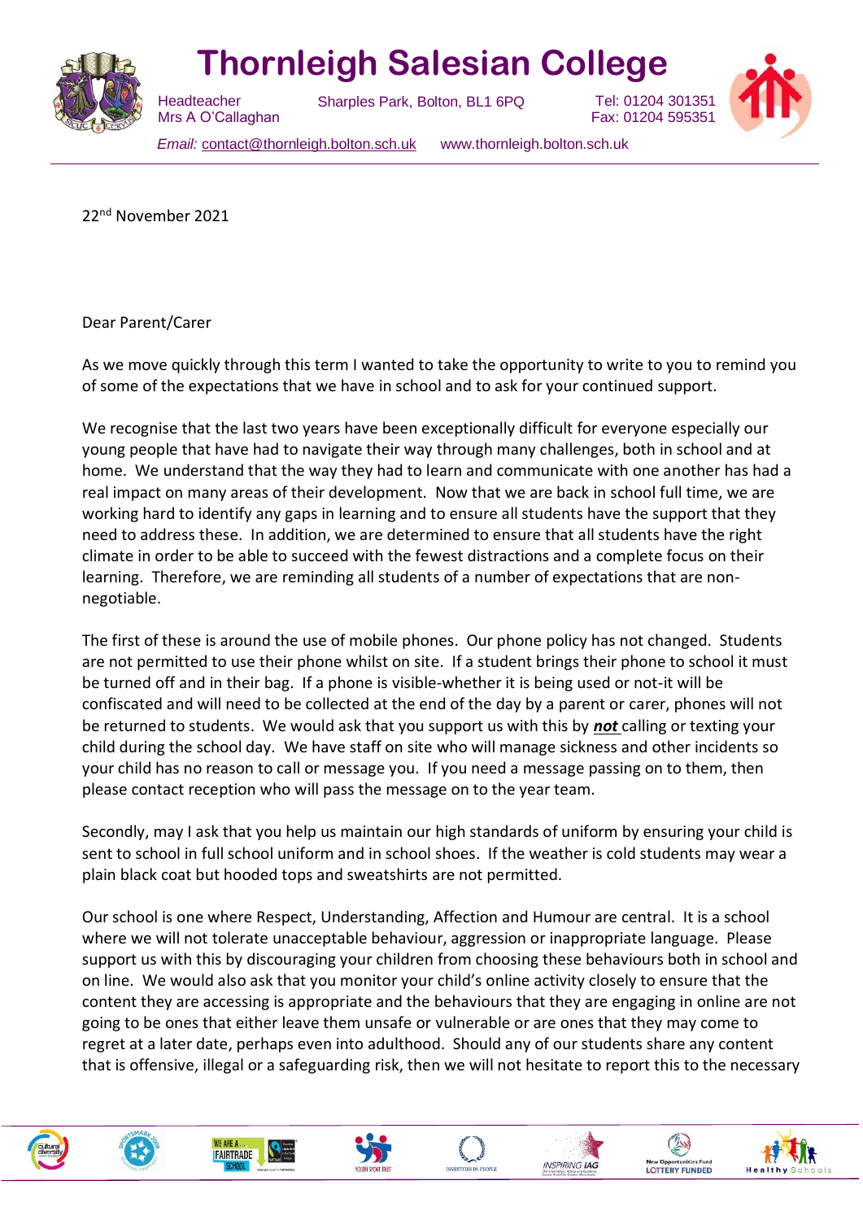# Thornleigh Salesian College

Headteacher
Mrs A O'Callaghan

Sharples Park, Bolton, BL1 6PQ

Tel: 01204 301351
Fax: 01204 595351

*Email:* contact@thornleigh.bolton.sch.uk www.thornleigh.bolton.sch.uk

22nd November 2021

Dear Parent/Carer

As we move quickly through this term I wanted to take the opportunity to write to you to remind you of some of the expectations that we have in school and to ask for your continued support.

We recognise that the last two years have been exceptionally difficult for everyone especially our young people that have had to navigate their way through many challenges, both in school and at home. We understand that the way they had to learn and communicate with one another has had a real impact on many areas of their development. Now that we are back in school full time, we are working hard to identify any gaps in learning and to ensure all students have the support that they need to address these. In addition, we are determined to ensure that all students have the right climate in order to be able to succeed with the fewest distractions and a complete focus on their learning. Therefore, we are reminding all students of a number of expectations that are non-negotiable.

The first of these is around the use of mobile phones. Our phone policy has not changed. Students are not permitted to use their phone whilst on site. If a student brings their phone to school it must be turned off and in their bag. If a phone is visible-whether it is being used or not-it will be confiscated and will need to be collected at the end of the day by a parent or carer, phones will not be returned to students. We would ask that you support us with this by ***not*** calling or texting your child during the school day. We have staff on site who will manage sickness and other incidents so your child has no reason to call or message you. If you need a message passing on to them, then please contact reception who will pass the message on to the year team.

Secondly, may I ask that you help us maintain our high standards of uniform by ensuring your child is sent to school in full school uniform and in school shoes. If the weather is cold students may wear a plain black coat but hooded tops and sweatshirts are not permitted.

Our school is one where Respect, Understanding, Affection and Humour are central. It is a school where we will not tolerate unacceptable behaviour, aggression or inappropriate language. Please support us with this by discouraging your children from choosing these behaviours both in school and on line. We would also ask that you monitor your child's online activity closely to ensure that the content they are accessing is appropriate and the behaviours that they are engaging in online are not going to be ones that either leave them unsafe or vulnerable or are ones that they may come to regret at a later date, perhaps even into adulthood. Should any of our students share any content that is offensive, illegal or a safeguarding risk, then we will not hesitate to report this to the necessary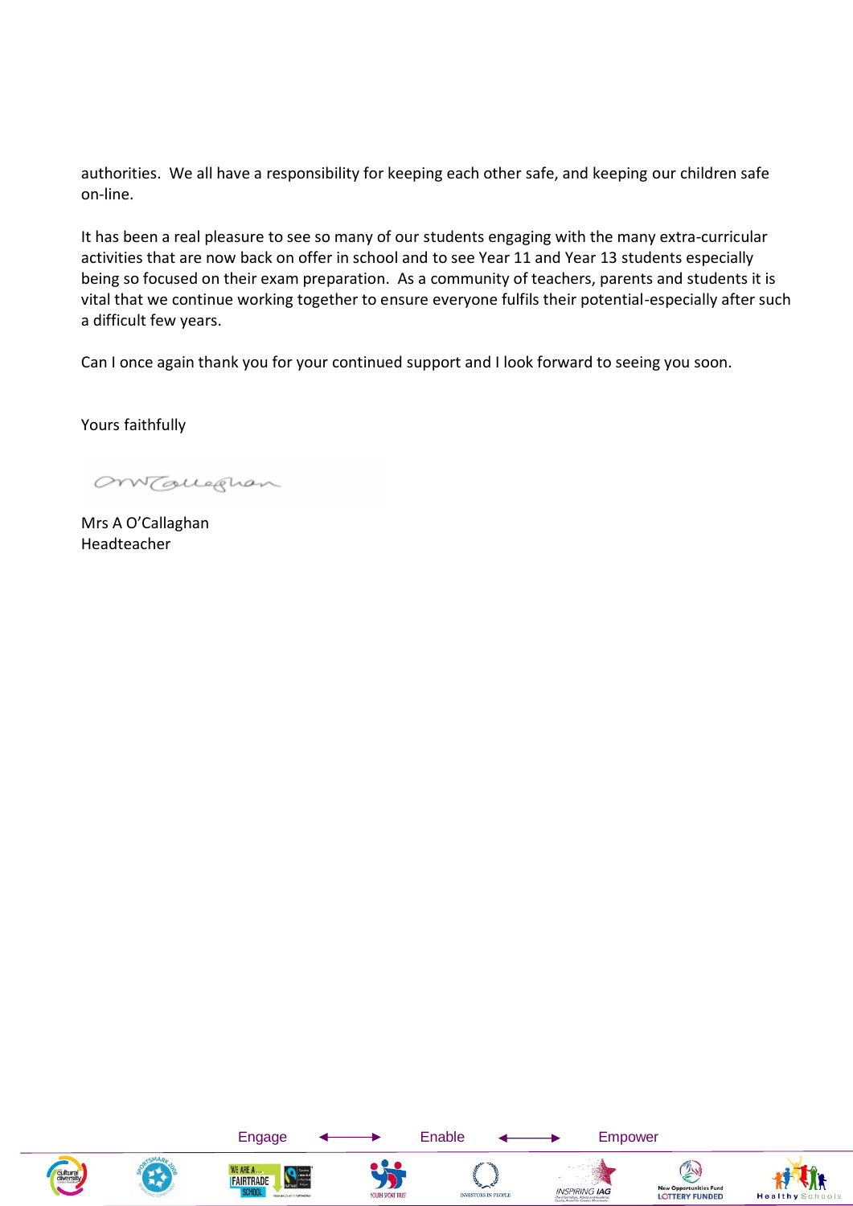authorities.  We all have a responsibility for keeping each other safe, and keeping our children safe on-line.

It has been a real pleasure to see so many of our students engaging with the many extra-curricular activities that are now back on offer in school and to see Year 11 and Year 13 students especially being so focused on their exam preparation.  As a community of teachers, parents and students it is vital that we continue working together to ensure everyone fulfils their potential-especially after such a difficult few years.

Can I once again thank you for your continued support and I look forward to seeing you soon.

Yours faithfully

Mrs A O'Callaghan
Headteacher

Engage ←→ Enable ←→ Empower